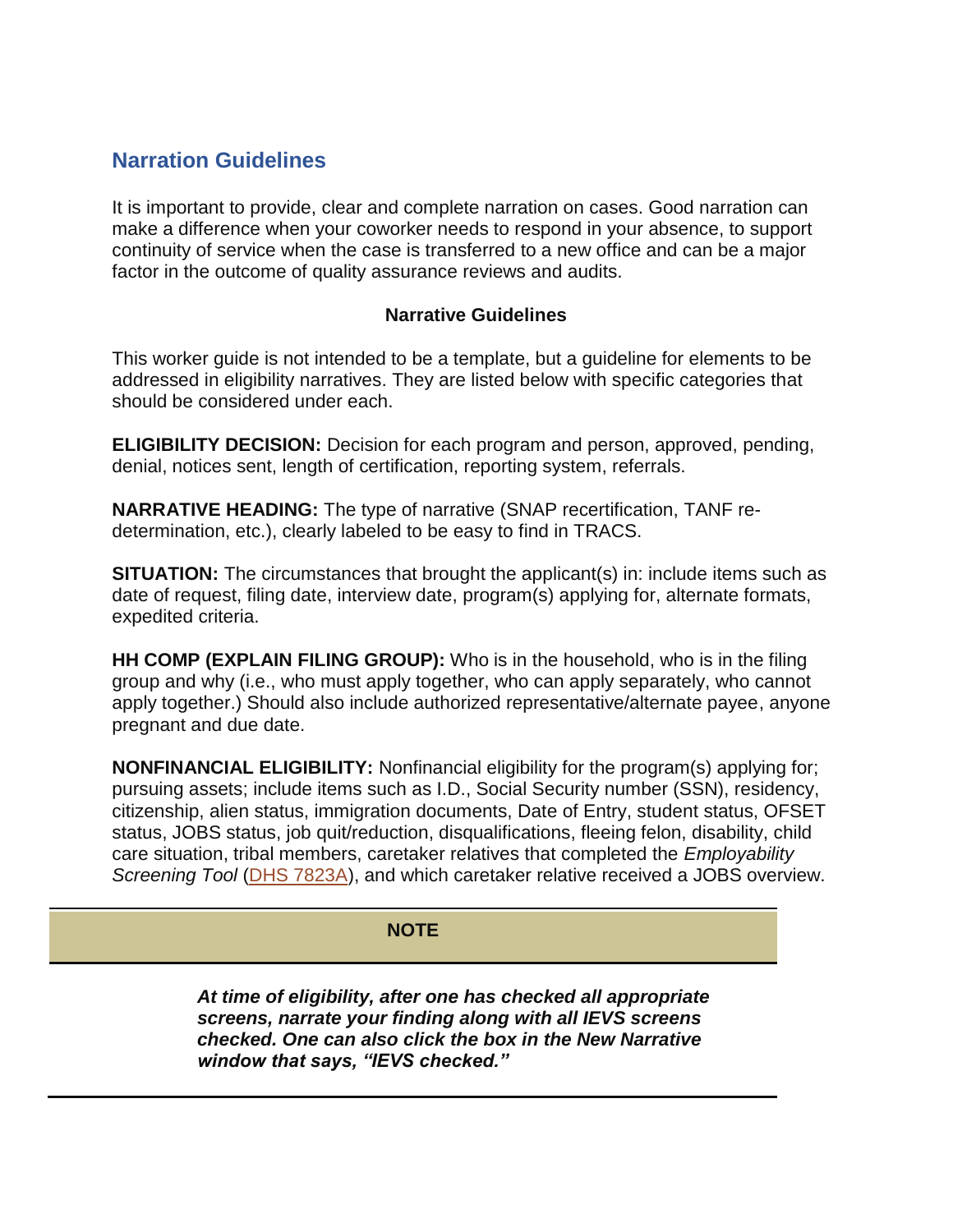## Narration Guidelines

It is important to provide, clear and complete narration on cases. Good narration can make a difference when your coworker needs to respond in your absence, to support continuity of service when the case is transferred to a new office and can be a major factor in the outcome of quality assurance reviews and audits.

### Narrative Guidelines

This worker guide is not intended to be a template, but a guideline for elements to be addressed in eligibility narratives. They are listed below with specific categories that should be considered under each.

**ELIGIBILITY DECISION:** Decision for each program and person, approved, pending, denial, notices sent, length of certification, reporting system, referrals.

**NARRATIVE HEADING:** The type of narrative (SNAP recertification, TANF re-determination, etc.), clearly labeled to be easy to find in TRACS.

**SITUATION:** The circumstances that brought the applicant(s) in: include items such as date of request, filing date, interview date, program(s) applying for, alternate formats, expedited criteria.

**HH COMP (EXPLAIN FILING GROUP):** Who is in the household, who is in the filing group and why (i.e., who must apply together, who can apply separately, who cannot apply together.) Should also include authorized representative/alternate payee, anyone pregnant and due date.

**NONFINANCIAL ELIGIBILITY:** Nonfinancial eligibility for the program(s) applying for; pursuing assets; include items such as I.D., Social Security number (SSN), residency, citizenship, alien status, immigration documents, Date of Entry, student status, OFSET status, JOBS status, job quit/reduction, disqualifications, fleeing felon, disability, child care situation, tribal members, caretaker relatives that completed the *Employability Screening Tool* (DHS 7823A), and which caretaker relative received a JOBS overview.

| NOTE |
| --- |
| ***At time of eligibility, after one has checked all appropriate screens, narrate your finding along with all IEVS screens checked. One can also click the box in the New Narrative window that says, "IEVS checked."*** |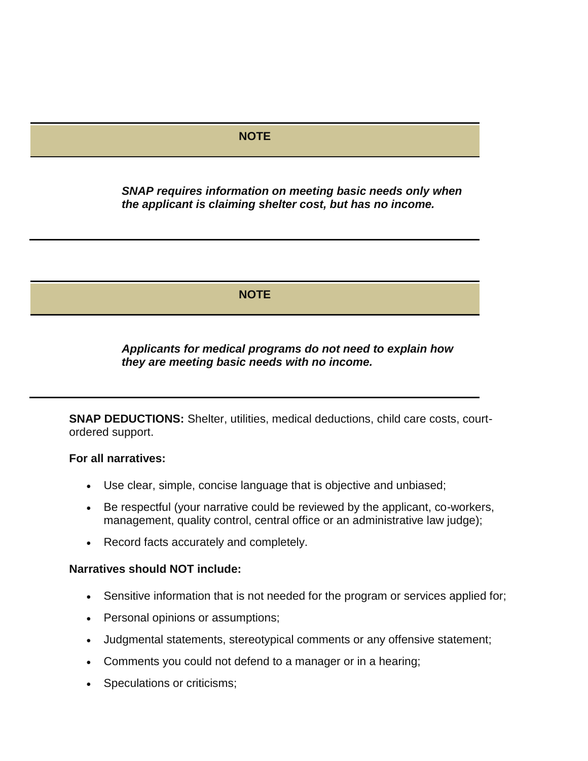**NOTE**

***SNAP requires information on meeting basic needs only when the applicant is claiming shelter cost, but has no income.***

---

**NOTE**

***Applicants for medical programs do not need to explain how they are meeting basic needs with no income.***

---

**SNAP DEDUCTIONS:** Shelter, utilities, medical deductions, child care costs, court-ordered support.

**For all narratives:**

- Use clear, simple, concise language that is objective and unbiased;
- Be respectful (your narrative could be reviewed by the applicant, co-workers, management, quality control, central office or an administrative law judge);
- Record facts accurately and completely.

**Narratives should NOT include:**

- Sensitive information that is not needed for the program or services applied for;
- Personal opinions or assumptions;
- Judgmental statements, stereotypical comments or any offensive statement;
- Comments you could not defend to a manager or in a hearing;
- Speculations or criticisms;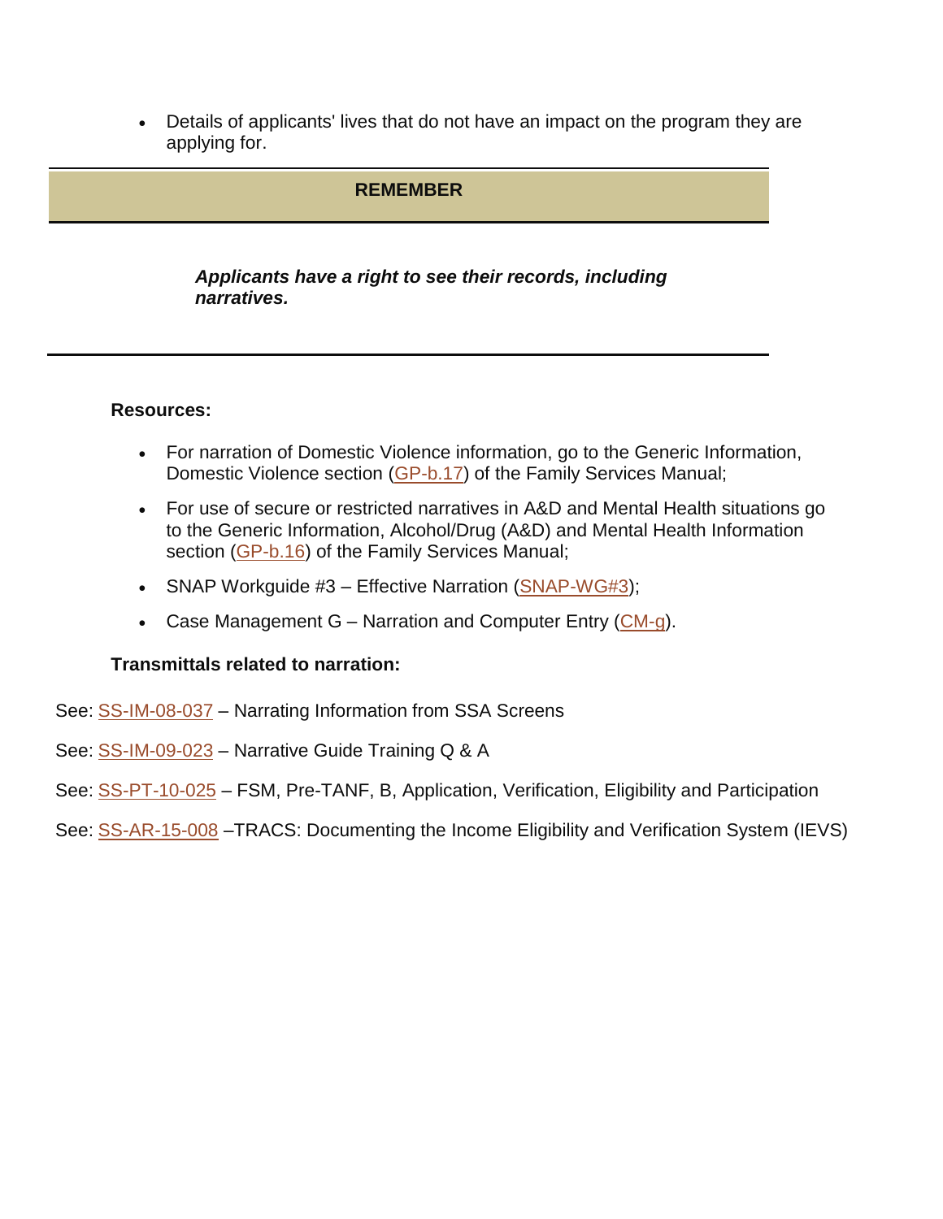- Details of applicants' lives that do not have an impact on the program they are applying for.

**REMEMBER**

***Applicants have a right to see their records, including narratives.***

**Resources:**

- For narration of Domestic Violence information, go to the Generic Information, Domestic Violence section (GP-b.17) of the Family Services Manual;
- For use of secure or restricted narratives in A&D and Mental Health situations go to the Generic Information, Alcohol/Drug (A&D) and Mental Health Information section (GP-b.16) of the Family Services Manual;
- SNAP Workguide #3 – Effective Narration (SNAP-WG#3);
- Case Management G – Narration and Computer Entry (CM-g).

**Transmittals related to narration:**

See: SS-IM-08-037 – Narrating Information from SSA Screens

See: SS-IM-09-023 – Narrative Guide Training Q & A

See: SS-PT-10-025 – FSM, Pre-TANF, B, Application, Verification, Eligibility and Participation

See: SS-AR-15-008 –TRACS: Documenting the Income Eligibility and Verification System (IEVS)